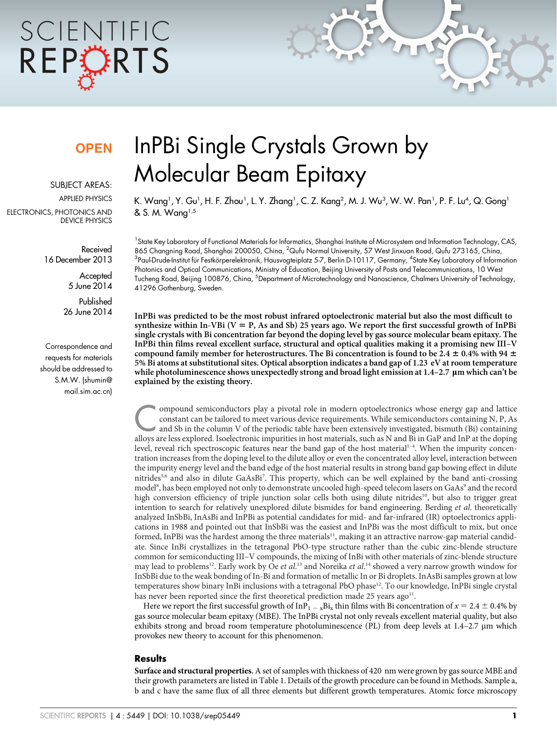# InPBi Single Crystals Grown by Molecular Beam Epitaxy

OPEN

SUBJECT AREAS:

APPLIED PHYSICS

ELECTRONICS, PHOTONICS AND DEVICE PHYSICS

Received 16 December 2013

Accepted 5 June 2014

Published 26 June 2014

Correspondence and requests for materials should be addressed to S.M.W. (shumin@mail.sim.ac.cn)

K. Wang[1], Y. Gu[1], H. F. Zhou[1], L. Y. Zhang[1], C. Z. Kang[2], M. J. Wu[3], W. W. Pan[1], P. F. Lu[4], Q. Gong[1] & S. M. Wang[1,5]

[1]State Key Laboratory of Functional Materials for Informatics, Shanghai Institute of Microsystem and Information Technology, CAS, 865 Changning Road, Shanghai 200050, China, [2]Qufu Normal University, 57 West Jinxuan Road, Qufu 273165, China, [3]Paul-Drude-Institut für Festkörperelektronik, Hausvogteiplatz 5-7, Berlin D-10117, Germany, [4]State Key Laboratory of Information Photonics and Optical Communications, Ministry of Education, Beijing University of Posts and Telecommunications, 10 West Tucheng Road, Beijing 100876, China, [5]Department of Microtechnology and Nanoscience, Chalmers University of Technology, 41296 Gothenburg, Sweden.

**InPBi was predicted to be the most robust infrared optoelectronic material but also the most difficult to synthesize within In-VBi (V = P, As and Sb) 25 years ago. We report the first successful growth of InPBi single crystals with Bi concentration far beyond the doping level by gas source molecular beam epitaxy. The InPBi thin films reveal excellent surface, structural and optical qualities making it a promising new III–V compound family member for heterostructures. The Bi concentration is found to be 2.4 ± 0.4% with 94 ± 5% Bi atoms at substitutional sites. Optical absorption indicates a band gap of 1.23 eV at room temperature while photoluminescence shows unexpectedly strong and broad light emission at 1.4–2.7 μm which can't be explained by the existing theory.**

Compound semiconductors play a pivotal role in modern optoelectronics whose energy gap and lattice constant can be tailored to meet various device requirements. While semiconductors containing N, P, As and Sb in the column V of the periodic table have been extensively investigated, bismuth (Bi) containing alloys are less explored. Isoelectronic impurities in host materials, such as N and Bi in GaP and InP at the doping level, reveal rich spectroscopic features near the band gap of the host material[1–4]. When the impurity concentration increases from the doping level to the dilute alloy or even the concentrated alloy level, interaction between the impurity energy level and the band edge of the host material results in strong band gap bowing effect in dilute nitrides[5,6] and also in dilute GaAsBi[7]. This property, which can be well explained by the band anti-crossing model[8], has been employed not only to demonstrate uncooled high-speed telecom lasers on GaAs[9] and the record high conversion efficiency of triple junction solar cells both using dilute nitrides[10], but also to trigger great intention to search for relatively unexplored dilute bismides for band engineering. Berding *et al.* theoretically analyzed InSbBi, InAsBi and InPBi as potential candidates for mid- and far-infrared (IR) optoelectronics applications in 1988 and pointed out that InSbBi was the easiest and InPBi was the most difficult to mix, but once formed, InPBi was the hardest among the three materials[11], making it an attractive narrow-gap material candidate. Since InBi crystallizes in the tetragonal PbO-type structure rather than the cubic zinc-blende structure common for semiconducting III–V compounds, the mixing of InBi with other materials of zinc-blende structure may lead to problems[12]. Early work by Oe *et al.*[13] and Noreika *et al.*[14] showed a very narrow growth window for InSbBi due to the weak bonding of In-Bi and formation of metallic In or Bi droplets. InAsBi samples grown at low temperatures show binary InBi inclusions with a tetragonal PbO phase[12]. To our knowledge, InPBi single crystal has never been reported since the first theoretical prediction made 25 years ago[11].

Here we report the first successful growth of $InP_{1-x}Bi_x$ thin films with Bi concentration of $x = 2.4 \pm 0.4\%$ by gas source molecular beam epitaxy (MBE). The InPBi crystal not only reveals excellent material quality, but also exhibits strong and broad room temperature photoluminescence (PL) from deep levels at 1.4–2.7 μm which provokes new theory to account for this phenomenon.

## Results

**Surface and structural properties.** A set of samples with thickness of 420 nm were grown by gas source MBE and their growth parameters are listed in Table 1. Details of the growth procedure can be found in Methods. Sample a, b and c have the same flux of all three elements but different growth temperatures. Atomic force microscopy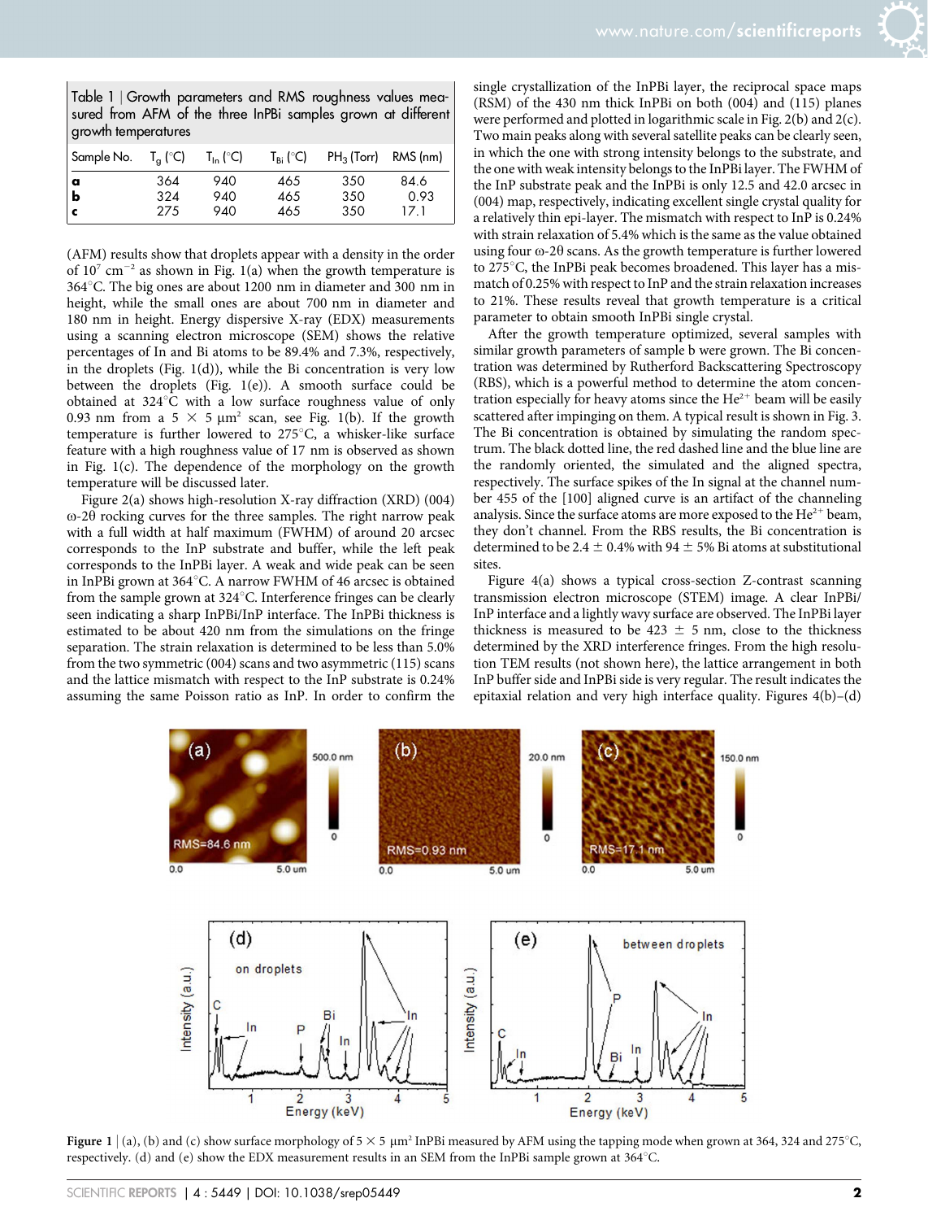Table 1 | Growth parameters and RMS roughness values measured from AFM of the three InPBi samples grown at different growth temperatures

| Sample No. | $T_g$ (°C) | $T_{In}$ (°C) | $T_{Bi}$ (°C) | $PH_3$ (Torr) | RMS (nm) |
|---|---|---|---|---|---|
| **a** | 364 | 940 | 465 | 350 | 84.6 |
| **b** | 324 | 940 | 465 | 350 | 0.93 |
| **c** | 275 | 940 | 465 | 350 | 17.1 |

(AFM) results show that droplets appear with a density in the order of $10^7$ $cm^{-2}$ as shown in Fig. 1(a) when the growth temperature is 364°C. The big ones are about 1200 nm in diameter and 300 nm in height, while the small ones are about 700 nm in diameter and 180 nm in height. Energy dispersive X-ray (EDX) measurements using a scanning electron microscope (SEM) shows the relative percentages of In and Bi atoms to be 89.4% and 7.3%, respectively, in the droplets (Fig. 1(d)), while the Bi concentration is very low between the droplets (Fig. 1(e)). A smooth surface could be obtained at 324°C with a low surface roughness value of only 0.93 nm from a 5 × 5 $\mu m^2$ scan, see Fig. 1(b). If the growth temperature is further lowered to 275°C, a whisker-like surface feature with a high roughness value of 17 nm is observed as shown in Fig. 1(c). The dependence of the morphology on the growth temperature will be discussed later.

Figure 2(a) shows high-resolution X-ray diffraction (XRD) (004) ω-2θ rocking curves for the three samples. The right narrow peak with a full width at half maximum (FWHM) of around 20 arcsec corresponds to the InP substrate and buffer, while the left peak corresponds to the InPBi layer. A weak and wide peak can be seen in InPBi grown at 364°C. A narrow FWHM of 46 arcsec is obtained from the sample grown at 324°C. Interference fringes can be clearly seen indicating a sharp InPBi/InP interface. The InPBi thickness is estimated to be about 420 nm from the simulations on the fringe separation. The strain relaxation is determined to be less than 5.0% from the two symmetric (004) scans and two asymmetric (115) scans and the lattice mismatch with respect to the InP substrate is 0.24% assuming the same Poisson ratio as InP. In order to confirm the single crystallization of the InPBi layer, the reciprocal space maps (RSM) of the 430 nm thick InPBi on both (004) and (115) planes were performed and plotted in logarithmic scale in Fig. 2(b) and 2(c). Two main peaks along with several satellite peaks can be clearly seen, in which the one with strong intensity belongs to the substrate, and the one with weak intensity belongs to the InPBi layer. The FWHM of the InP substrate peak and the InPBi is only 12.5 and 42.0 arcsec in (004) map, respectively, indicating excellent single crystal quality for a relatively thin epi-layer. The mismatch with respect to InP is 0.24% with strain relaxation of 5.4% which is the same as the value obtained using four ω-2θ scans. As the growth temperature is further lowered to 275°C, the InPBi peak becomes broadened. This layer has a mismatch of 0.25% with respect to InP and the strain relaxation increases to 21%. These results reveal that growth temperature is a critical parameter to obtain smooth InPBi single crystal.

After the growth temperature optimized, several samples with similar growth parameters of sample b were grown. The Bi concentration was determined by Rutherford Backscattering Spectroscopy (RBS), which is a powerful method to determine the atom concentration especially for heavy atoms since the $He^{2+}$ beam will be easily scattered after impinging on them. A typical result is shown in Fig. 3. The Bi concentration is obtained by simulating the random spectrum. The black dotted line, the red dashed line and the blue line are the randomly oriented, the simulated and the aligned spectra, respectively. The surface spikes of the In signal at the channel number 455 of the [100] aligned curve is an artifact of the channeling analysis. Since the surface atoms are more exposed to the $He^{2+}$ beam, they don't channel. From the RBS results, the Bi concentration is determined to be 2.4 ± 0.4% with 94 ± 5% Bi atoms at substitutional sites.

Figure 4(a) shows a typical cross-section Z-contrast scanning transmission electron microscope (STEM) image. A clear InPBi/InP interface and a lightly wavy surface are observed. The InPBi layer thickness is measured to be 423 ± 5 nm, close to the thickness determined by the XRD interference fringes. From the high resolution TEM results (not shown here), the lattice arrangement in both InP buffer side and InPBi side is very regular. The result indicates the epitaxial relation and very high interface quality. Figures 4(b)–(d)

**Figure 1** | (a), (b) and (c) show surface morphology of 5 × 5 $\mu m^2$ InPBi measured by AFM using the tapping mode when grown at 364, 324 and 275°C, respectively. (d) and (e) show the EDX measurement results in an SEM from the InPBi sample grown at 364°C.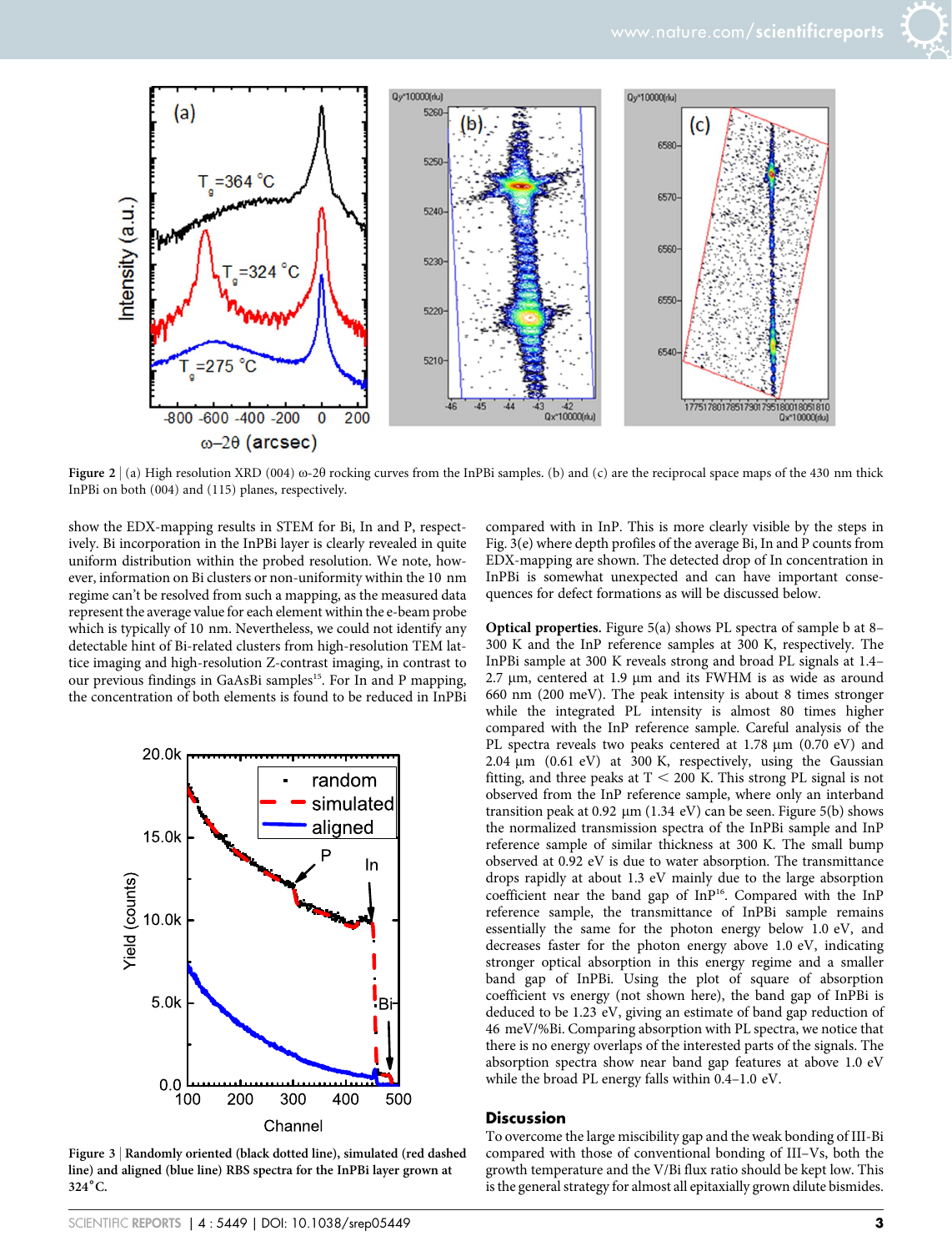Figure 2 | (a) High resolution XRD (004) ω-2θ rocking curves from the InPBi samples. (b) and (c) are the reciprocal space maps of the 430 nm thick InPBi on both (004) and (115) planes, respectively.

show the EDX-mapping results in STEM for Bi, In and P, respectively. Bi incorporation in the InPBi layer is clearly revealed in quite uniform distribution within the probed resolution. We note, however, information on Bi clusters or non-uniformity within the 10 nm regime can't be resolved from such a mapping, as the measured data represent the average value for each element within the e-beam probe which is typically of 10 nm. Nevertheless, we could not identify any detectable hint of Bi-related clusters from high-resolution TEM lattice imaging and high-resolution Z-contrast imaging, in contrast to our previous findings in GaAsBi samples[15]. For In and P mapping, the concentration of both elements is found to be reduced in InPBi compared with in InP. This is more clearly visible by the steps in Fig. 3(e) where depth profiles of the average Bi, In and P counts from EDX-mapping are shown. The detected drop of In concentration in InPBi is somewhat unexpected and can have important consequences for defect formations as will be discussed below.

Figure 3 | Randomly oriented (black dotted line), simulated (red dashed line) and aligned (blue line) RBS spectra for the InPBi layer grown at 324°C.

**Optical properties.** Figure 5(a) shows PL spectra of sample b at 8–300 K and the InP reference samples at 300 K, respectively. The InPBi sample at 300 K reveals strong and broad PL signals at 1.4–2.7 μm, centered at 1.9 μm and its FWHM is as wide as around 660 nm (200 meV). The peak intensity is about 8 times stronger while the integrated PL intensity is almost 80 times higher compared with the InP reference sample. Careful analysis of the PL spectra reveals two peaks centered at 1.78 μm (0.70 eV) and 2.04 μm (0.61 eV) at 300 K, respectively, using the Gaussian fitting, and three peaks at $T < 200$ K. This strong PL signal is not observed from the InP reference sample, where only an interband transition peak at 0.92 μm (1.34 eV) can be seen. Figure 5(b) shows the normalized transmission spectra of the InPBi sample and InP reference sample of similar thickness at 300 K. The small bump observed at 0.92 eV is due to water absorption. The transmittance drops rapidly at about 1.3 eV mainly due to the large absorption coefficient near the band gap of InP[16]. Compared with the InP reference sample, the transmittance of InPBi sample remains essentially the same for the photon energy below 1.0 eV, and decreases faster for the photon energy above 1.0 eV, indicating stronger optical absorption in this energy regime and a smaller band gap of InPBi. Using the plot of square of absorption coefficient vs energy (not shown here), the band gap of InPBi is deduced to be 1.23 eV, giving an estimate of band gap reduction of 46 meV/%Bi. Comparing absorption with PL spectra, we notice that there is no energy overlaps of the interested parts of the signals. The absorption spectra show near band gap features at above 1.0 eV while the broad PL energy falls within 0.4–1.0 eV.

## Discussion

To overcome the large miscibility gap and the weak bonding of III-Bi compared with those of conventional bonding of III–Vs, both the growth temperature and the V/Bi flux ratio should be kept low. This is the general strategy for almost all epitaxially grown dilute bismides.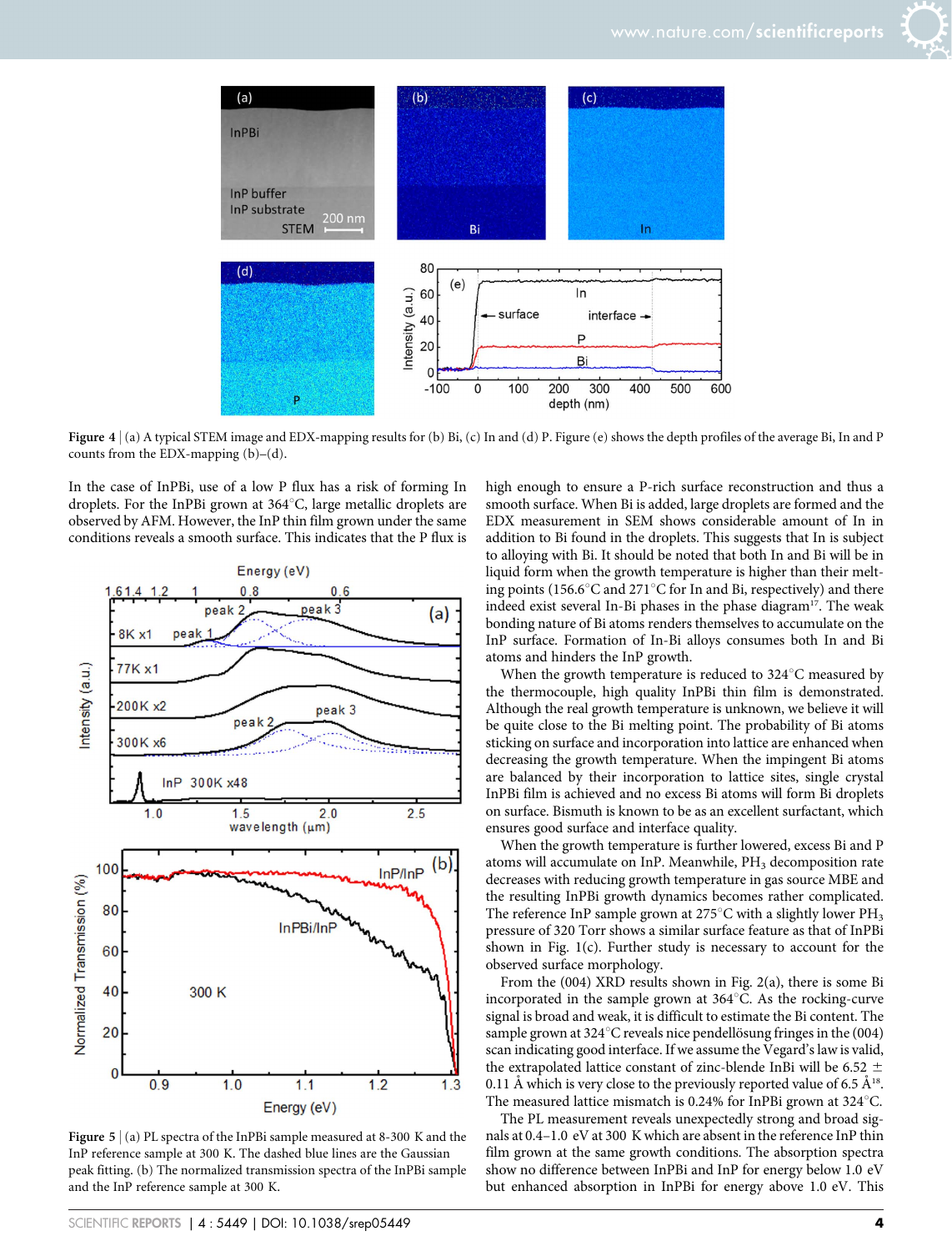**Figure 4** | (a) A typical STEM image and EDX-mapping results for (b) Bi, (c) In and (d) P. Figure (e) shows the depth profiles of the average Bi, In and P counts from the EDX-mapping (b)–(d).

In the case of InPBi, use of a low P flux has a risk of forming In droplets. For the InPBi grown at 364°C, large metallic droplets are observed by AFM. However, the InP thin film grown under the same conditions reveals a smooth surface. This indicates that the P flux is high enough to ensure a P-rich surface reconstruction and thus a smooth surface. When Bi is added, large droplets are formed and the EDX measurement in SEM shows considerable amount of In in addition to Bi found in the droplets. This suggests that In is subject to alloying with Bi. It should be noted that both In and Bi will be in liquid form when the growth temperature is higher than their melting points (156.6°C and 271°C for In and Bi, respectively) and there indeed exist several In-Bi phases in the phase diagram[17]. The weak bonding nature of Bi atoms renders themselves to accumulate on the InP surface. Formation of In-Bi alloys consumes both In and Bi atoms and hinders the InP growth.

When the growth temperature is reduced to 324°C measured by the thermocouple, high quality InPBi thin film is demonstrated. Although the real growth temperature is unknown, we believe it will be quite close to the Bi melting point. The probability of Bi atoms sticking on surface and incorporation into lattice are enhanced when decreasing the growth temperature. When the impingent Bi atoms are balanced by their incorporation to lattice sites, single crystal InPBi film is achieved and no excess Bi atoms will form Bi droplets on surface. Bismuth is known to be as an excellent surfactant, which ensures good surface and interface quality.

When the growth temperature is further lowered, excess Bi and P atoms will accumulate on InP. Meanwhile, $PH_3$ decomposition rate decreases with reducing growth temperature in gas source MBE and the resulting InPBi growth dynamics becomes rather complicated. The reference InP sample grown at 275°C with a slightly lower $PH_3$ pressure of 320 Torr shows a similar surface feature as that of InPBi shown in Fig. 1(c). Further study is necessary to account for the observed surface morphology.

From the (004) XRD results shown in Fig. 2(a), there is some Bi incorporated in the sample grown at 364°C. As the rocking-curve signal is broad and weak, it is difficult to estimate the Bi content. The sample grown at 324°C reveals nice pendellösung fringes in the (004) scan indicating good interface. If we assume the Vegard's law is valid, the extrapolated lattice constant of zinc-blende InBi will be 6.52 ± 0.11 Å which is very close to the previously reported value of 6.5 Å[18]. The measured lattice mismatch is 0.24% for InPBi grown at 324°C.

The PL measurement reveals unexpectedly strong and broad signals at 0.4–1.0 eV at 300 K which are absent in the reference InP thin film grown at the same growth conditions. The absorption spectra show no difference between InPBi and InP for energy below 1.0 eV but enhanced absorption in InPBi for energy above 1.0 eV. This

**Figure 5** | (a) PL spectra of the InPBi sample measured at 8-300 K and the InP reference sample at 300 K. The dashed blue lines are the Gaussian peak fitting. (b) The normalized transmission spectra of the InPBi sample and the InP reference sample at 300 K.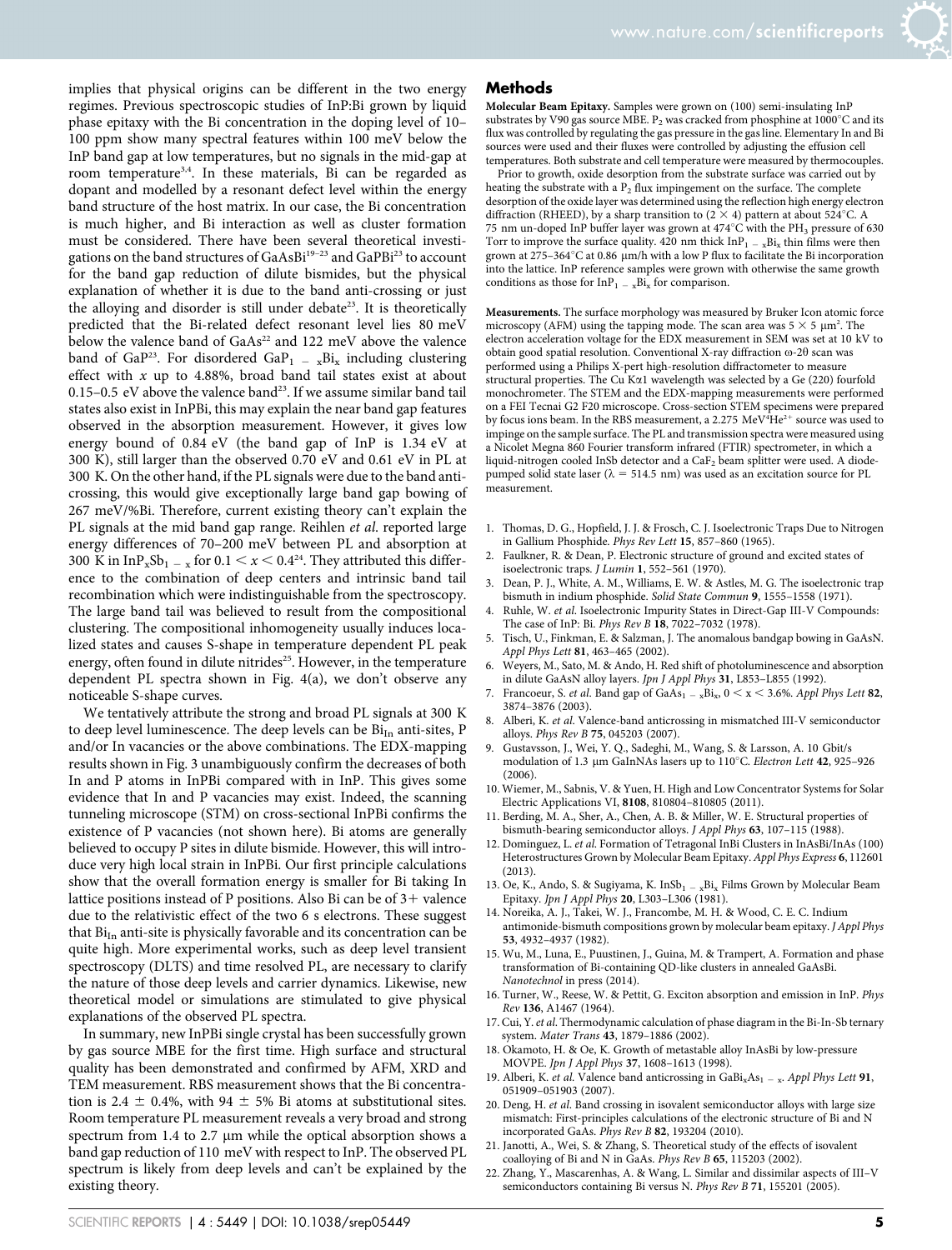implies that physical origins can be different in the two energy regimes. Previous spectroscopic studies of InP:Bi grown by liquid phase epitaxy with the Bi concentration in the doping level of 10–100 ppm show many spectral features within 100 meV below the InP band gap at low temperatures, but no signals in the mid-gap at room temperature[3,4]. In these materials, Bi can be regarded as dopant and modelled by a resonant defect level within the energy band structure of the host matrix. In our case, the Bi concentration is much higher, and Bi interaction as well as cluster formation must be considered. There have been several theoretical investigations on the band structures of GaAsBi[19–23] and GaPBi[23] to account for the band gap reduction of dilute bismides, but the physical explanation of whether it is due to the band anti-crossing or just the alloying and disorder is still under debate[23]. It is theoretically predicted that the Bi-related defect resonant level lies 80 meV below the valence band of GaAs[22] and 122 meV above the valence band of GaP[23]. For disordered $GaP_{1-x}Bi_x$ including clustering effect with $x$ up to 4.88%, broad band tail states exist at about 0.15–0.5 eV above the valence band[23]. If we assume similar band tail states also exist in InPBi, this may explain the near band gap features observed in the absorption measurement. However, it gives low energy bound of 0.84 eV (the band gap of InP is 1.34 eV at 300 K), still larger than the observed 0.70 eV and 0.61 eV in PL at 300 K. On the other hand, if the PL signals were due to the band anti-crossing, this would give exceptionally large band gap bowing of 267 meV/%Bi. Therefore, current existing theory can't explain the PL signals at the mid band gap range. Reihlen *et al*. reported large energy differences of 70–200 meV between PL and absorption at 300 K in $InP_xSb_{1-x}$ for $0.1 < x < 0.4$[24]. They attributed this difference to the combination of deep centers and intrinsic band tail recombination which were indistinguishable from the spectroscopy. The large band tail was believed to result from the compositional clustering. The compositional inhomogeneity usually induces localized states and causes S-shape in temperature dependent PL peak energy, often found in dilute nitrides[25]. However, in the temperature dependent PL spectra shown in Fig. 4(a), we don't observe any noticeable S-shape curves.

We tentatively attribute the strong and broad PL signals at 300 K to deep level luminescence. The deep levels can be $Bi_{In}$ anti-sites, P and/or In vacancies or the above combinations. The EDX-mapping results shown in Fig. 3 unambiguously confirm the decreases of both In and P atoms in InPBi compared with in InP. This gives some evidence that In and P vacancies may exist. Indeed, the scanning tunneling microscope (STM) on cross-sectional InPBi confirms the existence of P vacancies (not shown here). Bi atoms are generally believed to occupy P sites in dilute bismide. However, this will introduce very high local strain in InPBi. Our first principle calculations show that the overall formation energy is smaller for Bi taking In lattice positions instead of P positions. Also Bi can be of 3+ valence due to the relativistic effect of the two 6 s electrons. These suggest that $Bi_{In}$ anti-site is physically favorable and its concentration can be quite high. More experimental works, such as deep level transient spectroscopy (DLTS) and time resolved PL, are necessary to clarify the nature of those deep levels and carrier dynamics. Likewise, new theoretical model or simulations are stimulated to give physical explanations of the observed PL spectra.

In summary, new InPBi single crystal has been successfully grown by gas source MBE for the first time. High surface and structural quality has been demonstrated and confirmed by AFM, XRD and TEM measurement. RBS measurement shows that the Bi concentration is 2.4 ± 0.4%, with 94 ± 5% Bi atoms at substitutional sites. Room temperature PL measurement reveals a very broad and strong spectrum from 1.4 to 2.7 μm while the optical absorption shows a band gap reduction of 110 meV with respect to InP. The observed PL spectrum is likely from deep levels and can't be explained by the existing theory.

## Methods

**Molecular Beam Epitaxy.** Samples were grown on (100) semi-insulating InP substrates by V90 gas source MBE. $P_2$ was cracked from phosphine at 1000°C and its flux was controlled by regulating the gas pressure in the gas line. Elementary In and Bi sources were used and their fluxes were controlled by adjusting the effusion cell temperatures. Both substrate and cell temperature were measured by thermocouples.

Prior to growth, oxide desorption from the substrate surface was carried out by heating the substrate with a $P_2$ flux impingement on the surface. The complete desorption of the oxide layer was determined using the reflection high energy electron diffraction (RHEED), by a sharp transition to (2 × 4) pattern at about 524°C. A 75 nm un-doped InP buffer layer was grown at 474°C with the $PH_3$ pressure of 630 Torr to improve the surface quality. 420 nm thick $InP_{1-x}Bi_x$ thin films were then grown at 275–364°C at 0.86 μm/h with a low P flux to facilitate the Bi incorporation into the lattice. InP reference samples were grown with otherwise the same growth conditions as those for $InP_{1-x}Bi_x$ for comparison.

**Measurements.** The surface morphology was measured by Bruker Icon atomic force microscopy (AFM) using the tapping mode. The scan area was 5 × 5 μm². The electron acceleration voltage for the EDX measurement in SEM was set at 10 kV to obtain good spatial resolution. Conventional X-ray diffraction ω-2θ scan was performed using a Philips X-pert high-resolution diffractometer to measure structural properties. The Cu Kα1 wavelength was selected by a Ge (220) fourfold monochrometer. The STEM and the EDX-mapping measurements were performed on a FEI Tecnai G2 F20 microscope. Cross-section STEM specimens were prepared by focus ions beam. In the RBS measurement, a 2.275 MeV $^4He^{2+}$ source was used to impinge on the sample surface. The PL and transmission spectra were measured using a Nicolet Megna 860 Fourier transform infrared (FTIR) spectrometer, in which a liquid-nitrogen cooled InSb detector and a $CaF_2$ beam splitter were used. A diode-pumped solid state laser (λ = 514.5 nm) was used as an excitation source for PL measurement.

1. Thomas, D. G., Hopfield, J. J. & Frosch, C. J. Isoelectronic Traps Due to Nitrogen in Gallium Phosphide. *Phys Rev Lett* **15**, 857–860 (1965).
2. Faulkner, R. & Dean, P. Electronic structure of ground and excited states of isoelectronic traps. *J Lumin* **1**, 552–561 (1970).
3. Dean, P. J., White, A. M., Williams, E. W. & Astles, M. G. The isoelectronic trap bismuth in indium phosphide. *Solid State Commun* **9**, 1555–1558 (1971).
4. Ruhle, W. et al. Isoelectronic Impurity States in Direct-Gap III-V Compounds: The case of InP: Bi. *Phys Rev B* **18**, 7022–7032 (1978).
5. Tisch, U., Finkman, E. & Salzman, J. The anomalous bandgap bowing in GaAsN. *Appl Phys Lett* **81**, 463–465 (2002).
6. Weyers, M., Sato, M. & Ando, H. Red shift of photoluminescence and absorption in dilute GaAsN alloy layers. *Jpn J Appl Phys* **31**, L853–L855 (1992).
7. Francoeur, S. *et al*. Band gap of $GaAs_{1-x}Bi_x$, $0 < x < 3.6\%$. *Appl Phys Lett* **82**, 3874–3876 (2003).
8. Alberi, K. *et al*. Valence-band anticrossing in mismatched III-V semiconductor alloys. *Phys Rev B* **75**, 045203 (2007).
9. Gustavsson, J., Wei, Y. Q., Sadeghi, M., Wang, S. & Larsson, A. 10 Gbit/s modulation of 1.3 μm GaInNAs lasers up to 110°C. *Electron Lett* **42**, 925–926 (2006).
10. Wiemer, M., Sabnis, V. & Yuen, H. High and Low Concentrator Systems for Solar Electric Applications VI, **8108**, 810804–810805 (2011).
11. Berding, M. A., Sher, A., Chen, A. B. & Miller, W. E. Structural properties of bismuth-bearing semiconductor alloys. *J Appl Phys* **63**, 107–115 (1988).
12. Dominguez, L. *et al*. Formation of Tetragonal InBi Clusters in InAsBi/InAs (100) Heterostructures Grown by Molecular Beam Epitaxy. *Appl Phys Express* **6**, 112601 (2013).
13. Oe, K., Ando, S. & Sugiyama, K. $InSb_{1-x}Bi_x$ Films Grown by Molecular Beam Epitaxy. *Jpn J Appl Phys* **20**, L303–L306 (1981).
14. Noreika, A. J., Takei, W. J., Francombe, M. H. & Wood, C. E. C. Indium antimonide-bismuth compositions grown by molecular beam epitaxy. *J Appl Phys* **53**, 4932–4937 (1982).
15. Wu, M., Luna, E., Puustinen, J., Guina, M. & Trampert, A. Formation and phase transformation of Bi-containing QD-like clusters in annealed GaAsBi. *Nanotechnol* in press (2014).
16. Turner, W., Reese, W. & Pettit, G. Exciton absorption and emission in InP. *Phys Rev* **136**, A1467 (1964).
17. Cui, Y. *et al*. Thermodynamic calculation of phase diagram in the Bi-In-Sb ternary system. *Mater Trans* **43**, 1879–1886 (2002).
18. Okamoto, H. & Oe, K. Growth of metastable alloy InAsBi by low-pressure MOVPE. *Jpn J Appl Phys* **37**, 1608–1613 (1998).
19. Alberi, K. *et al*. Valence band anticrossing in $GaBi_xAs_{1-x}$. *Appl Phys Lett* **91**, 051909–051903 (2007).
20. Deng, H. *et al*. Band crossing in isovalent semiconductor alloys with large size mismatch: First-principles calculations of the electronic structure of Bi and N incorporated GaAs. *Phys Rev B* **82**, 193204 (2010).
21. Janotti, A., Wei, S. & Zhang, S. Theoretical study of the effects of isovalent coalloying of Bi and N in GaAs. *Phys Rev B* **65**, 115203 (2002).
22. Zhang, Y., Mascarenhas, A. & Wang, L. Similar and dissimilar aspects of III–V semiconductors containing Bi versus N. *Phys Rev B* **71**, 155201 (2005).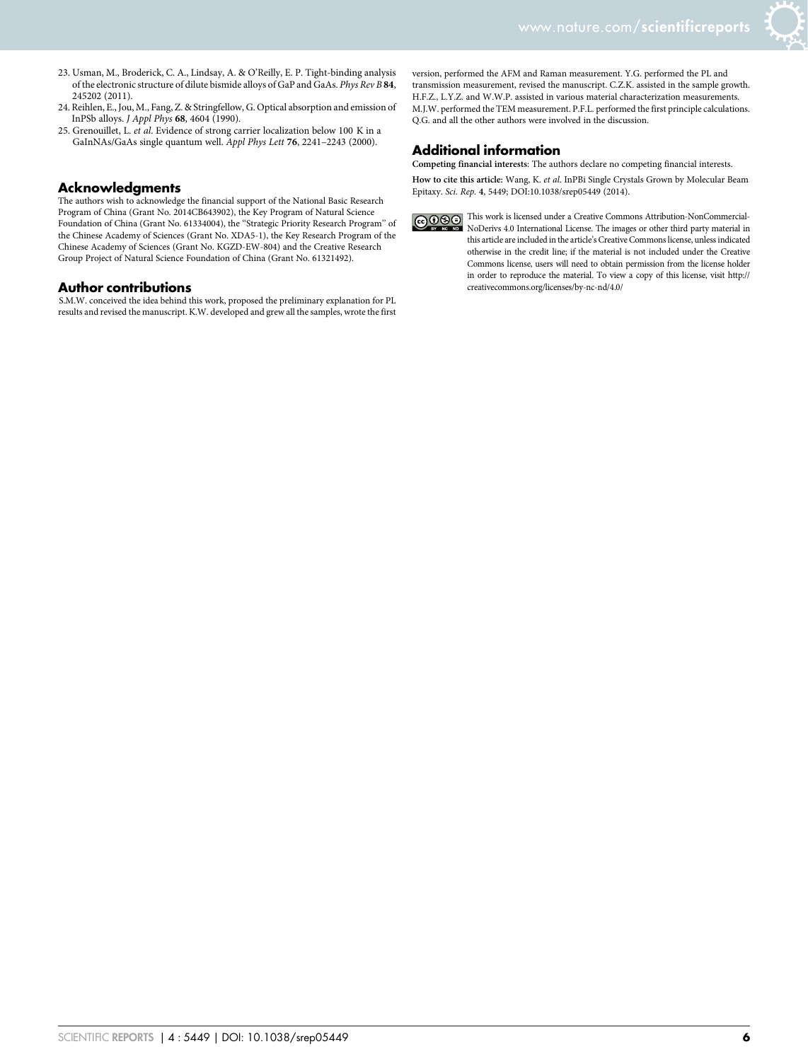23. Usman, M., Broderick, C. A., Lindsay, A. & O'Reilly, E. P. Tight-binding analysis of the electronic structure of dilute bismide alloys of GaP and GaAs. *Phys Rev B* **84**, 245202 (2011).
24. Reihlen, E., Jou, M., Fang, Z. & Stringfellow, G. Optical absorption and emission of InPSb alloys. *J Appl Phys* **68**, 4604 (1990).
25. Grenouillet, L. *et al.* Evidence of strong carrier localization below 100 K in a GaInNAs/GaAs single quantum well. *Appl Phys Lett* **76**, 2241–2243 (2000).

## Acknowledgments

The authors wish to acknowledge the financial support of the National Basic Research Program of China (Grant No. 2014CB643902), the Key Program of Natural Science Foundation of China (Grant No. 61334004), the "Strategic Priority Research Program" of the Chinese Academy of Sciences (Grant No. XDA5-1), the Key Research Program of the Chinese Academy of Sciences (Grant No. KGZD-EW-804) and the Creative Research Group Project of Natural Science Foundation of China (Grant No. 61321492).

## Author contributions

S.M.W. conceived the idea behind this work, proposed the preliminary explanation for PL results and revised the manuscript. K.W. developed and grew all the samples, wrote the first version, performed the AFM and Raman measurement. Y.G. performed the PL and transmission measurement, revised the manuscript. C.Z.K. assisted in the sample growth. H.F.Z., L.Y.Z. and W.W.P. assisted in various material characterization measurements. M.J.W. performed the TEM measurement. P.F.L. performed the first principle calculations. Q.G. and all the other authors were involved in the discussion.

## Additional information

**Competing financial interests**: The authors declare no competing financial interests.

**How to cite this article:** Wang, K. *et al.* InPBi Single Crystals Grown by Molecular Beam Epitaxy. *Sci. Rep.* **4**, 5449; DOI:10.1038/srep05449 (2014).

This work is licensed under a Creative Commons Attribution-NonCommercial-NoDerivs 4.0 International License. The images or other third party material in this article are included in the article's Creative Commons license, unless indicated otherwise in the credit line; if the material is not included under the Creative Commons license, users will need to obtain permission from the license holder in order to reproduce the material. To view a copy of this license, visit http://creativecommons.org/licenses/by-nc-nd/4.0/